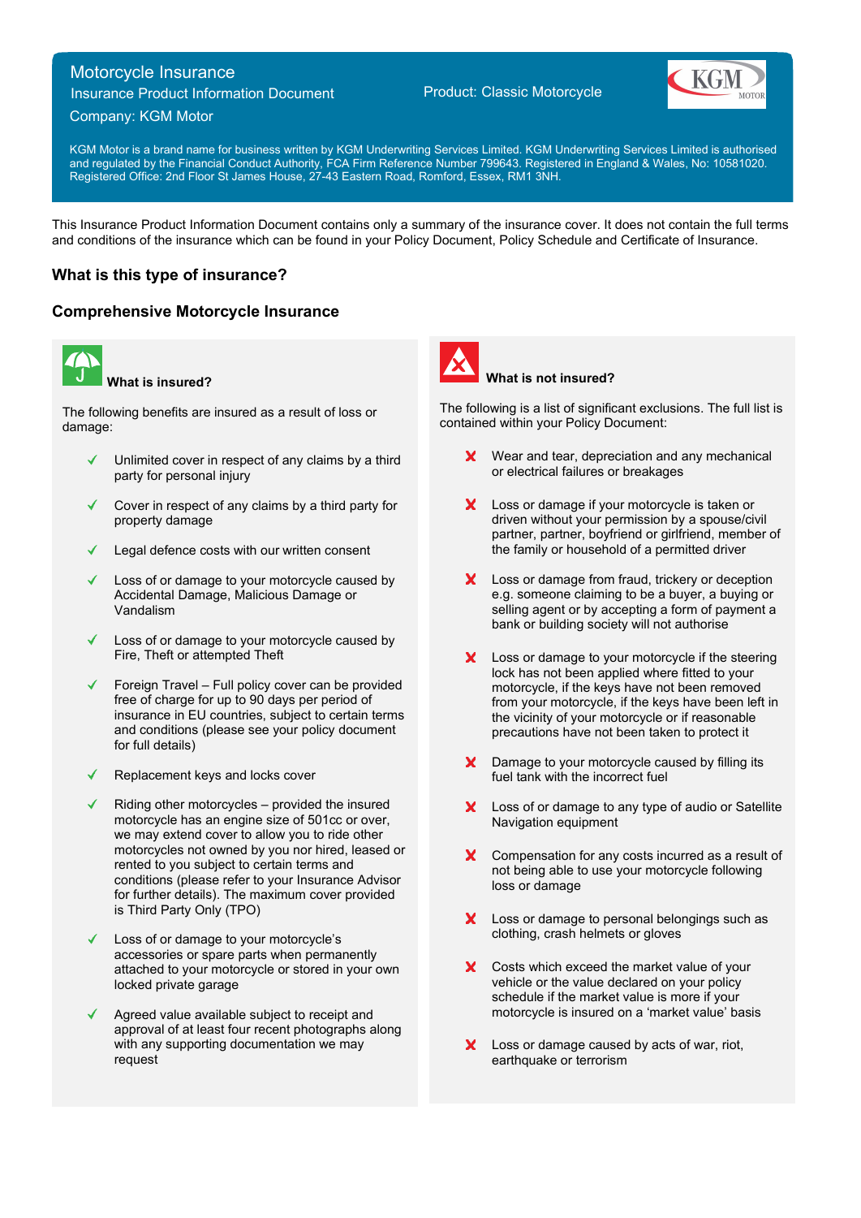# Motorcycle Insurance

Insurance Product Information Document

Company: KGM Motor

Product: Classic Motorcycle

KGM Motor is a brand name for business written by KGM Underwriting Services Limited. KGM Underwriting Services Limited is authorised and regulated by the Financial Conduct Authority, FCA Firm Reference Number 799643. Registered in England & Wales, No: 10581020. Registered Office: 2nd Floor St James House, 27-43 Eastern Road, Romford, Essex, RM1 3NH.

This Insurance Product Information Document contains only a summary of the insurance cover. It does not contain the full terms and conditions of the insurance which can be found in your Policy Document, Policy Schedule and Certificate of Insurance.

## What is this type of insurance?

## Comprehensive Motorcycle Insurance

### What is insured?

The following benefits are insured as a result of loss or damage:

- ✓ Unlimited cover in respect of any claims by a third party for personal injury
- ✓ Cover in respect of any claims by a third party for property damage
- ✓ Legal defence costs with our written consent
- ✓ Loss of or damage to your motorcycle caused by Accidental Damage, Malicious Damage or Vandalism
- ✓ Loss of or damage to your motorcycle caused by Fire, Theft or attempted Theft
- ✓ Foreign Travel – Full policy cover can be provided free of charge for up to 90 days per period of insurance in EU countries, subject to certain terms and conditions (please see your policy document for full details)
- ✓ Replacement keys and locks cover
- ✓ Riding other motorcycles – provided the insured motorcycle has an engine size of 501cc or over, we may extend cover to allow you to ride other motorcycles not owned by you nor hired, leased or rented to you subject to certain terms and conditions (please refer to your Insurance Advisor for further details). The maximum cover provided is Third Party Only (TPO)
- ✓ Loss of or damage to your motorcycle's accessories or spare parts when permanently attached to your motorcycle or stored in your own locked private garage
- ✓ Agreed value available subject to receipt and approval of at least four recent photographs along with any supporting documentation we may request

### What is not insured?

The following is a list of significant exclusions. The full list is contained within your Policy Document:

- ✗ Wear and tear, depreciation and any mechanical or electrical failures or breakages
- ✗ Loss or damage if your motorcycle is taken or driven without your permission by a spouse/civil partner, partner, boyfriend or girlfriend, member of the family or household of a permitted driver
- ✗ Loss or damage from fraud, trickery or deception e.g. someone claiming to be a buyer, a buying or selling agent or by accepting a form of payment a bank or building society will not authorise
- ✗ Loss or damage to your motorcycle if the steering lock has not been applied where fitted to your motorcycle, if the keys have not been removed from your motorcycle, if the keys have been left in the vicinity of your motorcycle or if reasonable precautions have not been taken to protect it
- ✗ Damage to your motorcycle caused by filling its fuel tank with the incorrect fuel
- ✗ Loss of or damage to any type of audio or Satellite Navigation equipment
- ✗ Compensation for any costs incurred as a result of not being able to use your motorcycle following loss or damage
- ✗ Loss or damage to personal belongings such as clothing, crash helmets or gloves
- ✗ Costs which exceed the market value of your vehicle or the value declared on your policy schedule if the market value is more if your motorcycle is insured on a 'market value' basis
- ✗ Loss or damage caused by acts of war, riot, earthquake or terrorism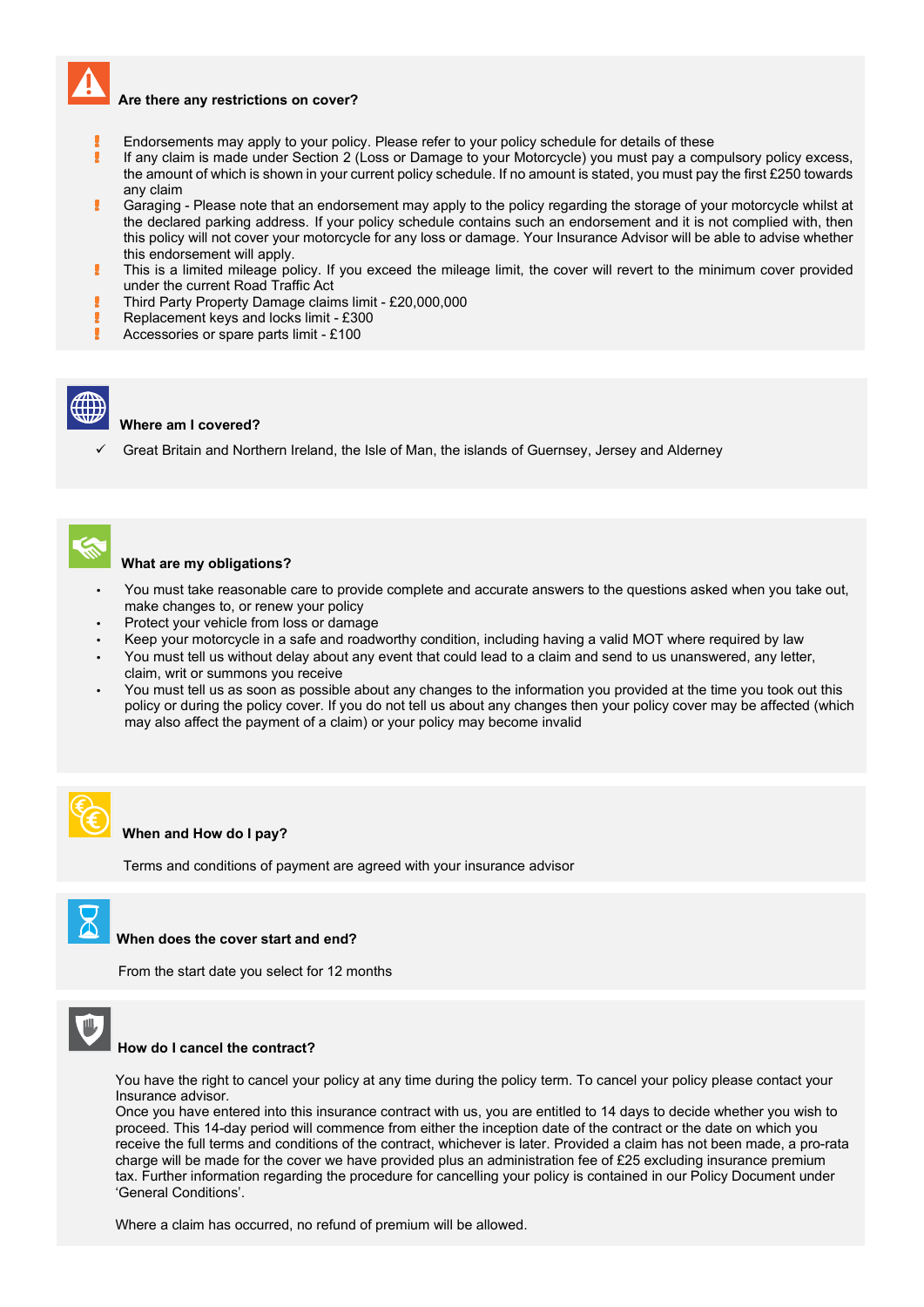## Are there any restrictions on cover?

- Endorsements may apply to your policy. Please refer to your policy schedule for details of these
- If any claim is made under Section 2 (Loss or Damage to your Motorcycle) you must pay a compulsory policy excess, the amount of which is shown in your current policy schedule. If no amount is stated, you must pay the first £250 towards any claim
- Garaging - Please note that an endorsement may apply to the policy regarding the storage of your motorcycle whilst at the declared parking address. If your policy schedule contains such an endorsement and it is not complied with, then this policy will not cover your motorcycle for any loss or damage. Your Insurance Advisor will be able to advise whether this endorsement will apply.
- This is a limited mileage policy. If you exceed the mileage limit, the cover will revert to the minimum cover provided under the current Road Traffic Act
- Third Party Property Damage claims limit - £20,000,000
- Replacement keys and locks limit - £300
- Accessories or spare parts limit - £100

## Where am I covered?

- ✓ Great Britain and Northern Ireland, the Isle of Man, the islands of Guernsey, Jersey and Alderney

## What are my obligations?

- You must take reasonable care to provide complete and accurate answers to the questions asked when you take out, make changes to, or renew your policy
- Protect your vehicle from loss or damage
- Keep your motorcycle in a safe and roadworthy condition, including having a valid MOT where required by law
- You must tell us without delay about any event that could lead to a claim and send to us unanswered, any letter, claim, writ or summons you receive
- You must tell us as soon as possible about any changes to the information you provided at the time you took out this policy or during the policy cover. If you do not tell us about any changes then your policy cover may be affected (which may also affect the payment of a claim) or your policy may become invalid

## When and How do I pay?

Terms and conditions of payment are agreed with your insurance advisor

## When does the cover start and end?

From the start date you select for 12 months

## How do I cancel the contract?

You have the right to cancel your policy at any time during the policy term. To cancel your policy please contact your Insurance advisor.
Once you have entered into this insurance contract with us, you are entitled to 14 days to decide whether you wish to proceed. This 14-day period will commence from either the inception date of the contract or the date on which you receive the full terms and conditions of the contract, whichever is later. Provided a claim has not been made, a pro-rata charge will be made for the cover we have provided plus an administration fee of £25 excluding insurance premium tax. Further information regarding the procedure for cancelling your policy is contained in our Policy Document under 'General Conditions'.

Where a claim has occurred, no refund of premium will be allowed.